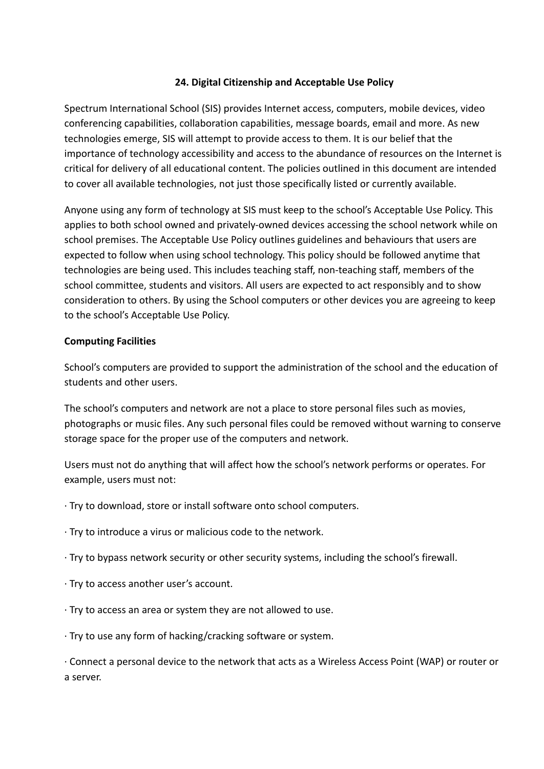## 24. Digital Citizenship and Acceptable Use Policy

Spectrum International School (SIS) provides Internet access, computers, mobile devices, video conferencing capabilities, collaboration capabilities, message boards, email and more. As new technologies emerge, SIS will attempt to provide access to them. It is our belief that the importance of technology accessibility and access to the abundance of resources on the Internet is critical for delivery of all educational content. The policies outlined in this document are intended to cover all available technologies, not just those specifically listed or currently available.

Anyone using any form of technology at SIS must keep to the school's Acceptable Use Policy. This applies to both school owned and privately-owned devices accessing the school network while on school premises. The Acceptable Use Policy outlines guidelines and behaviours that users are expected to follow when using school technology. This policy should be followed anytime that technologies are being used. This includes teaching staff, non-teaching staff, members of the school committee, students and visitors. All users are expected to act responsibly and to show consideration to others. By using the School computers or other devices you are agreeing to keep to the school's Acceptable Use Policy.

**Computing Facilities**

School's computers are provided to support the administration of the school and the education of students and other users.

The school's computers and network are not a place to store personal files such as movies, photographs or music files. Any such personal files could be removed without warning to conserve storage space for the proper use of the computers and network.

Users must not do anything that will affect how the school's network performs or operates. For example, users must not:

· Try to download, store or install software onto school computers.

· Try to introduce a virus or malicious code to the network.

· Try to bypass network security or other security systems, including the school's firewall.

· Try to access another user's account.

· Try to access an area or system they are not allowed to use.

· Try to use any form of hacking/cracking software or system.

· Connect a personal device to the network that acts as a Wireless Access Point (WAP) or router or a server.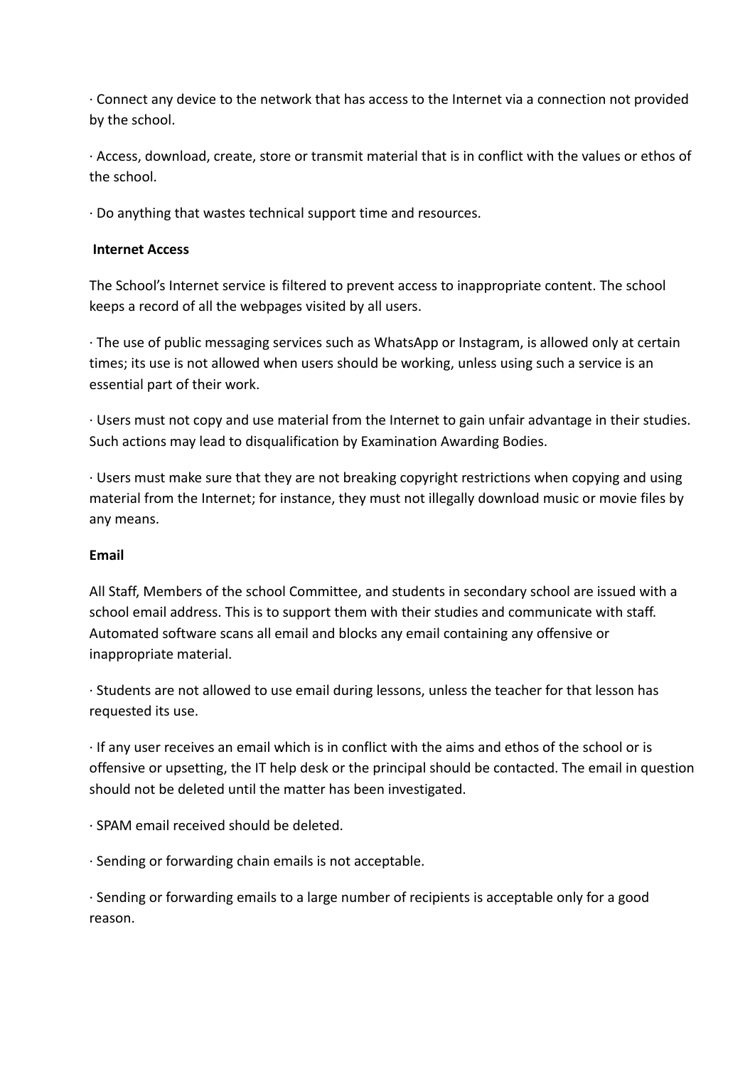· Connect any device to the network that has access to the Internet via a connection not provided by the school.

· Access, download, create, store or transmit material that is in conflict with the values or ethos of the school.

· Do anything that wastes technical support time and resources.

**Internet Access**

The School's Internet service is filtered to prevent access to inappropriate content. The school keeps a record of all the webpages visited by all users.

· The use of public messaging services such as WhatsApp or Instagram, is allowed only at certain times; its use is not allowed when users should be working, unless using such a service is an essential part of their work.

· Users must not copy and use material from the Internet to gain unfair advantage in their studies. Such actions may lead to disqualification by Examination Awarding Bodies.

· Users must make sure that they are not breaking copyright restrictions when copying and using material from the Internet; for instance, they must not illegally download music or movie files by any means.

**Email**

All Staff, Members of the school Committee, and students in secondary school are issued with a school email address. This is to support them with their studies and communicate with staff. Automated software scans all email and blocks any email containing any offensive or inappropriate material.

· Students are not allowed to use email during lessons, unless the teacher for that lesson has requested its use.

· If any user receives an email which is in conflict with the aims and ethos of the school or is offensive or upsetting, the IT help desk or the principal should be contacted. The email in question should not be deleted until the matter has been investigated.

· SPAM email received should be deleted.

· Sending or forwarding chain emails is not acceptable.

· Sending or forwarding emails to a large number of recipients is acceptable only for a good reason.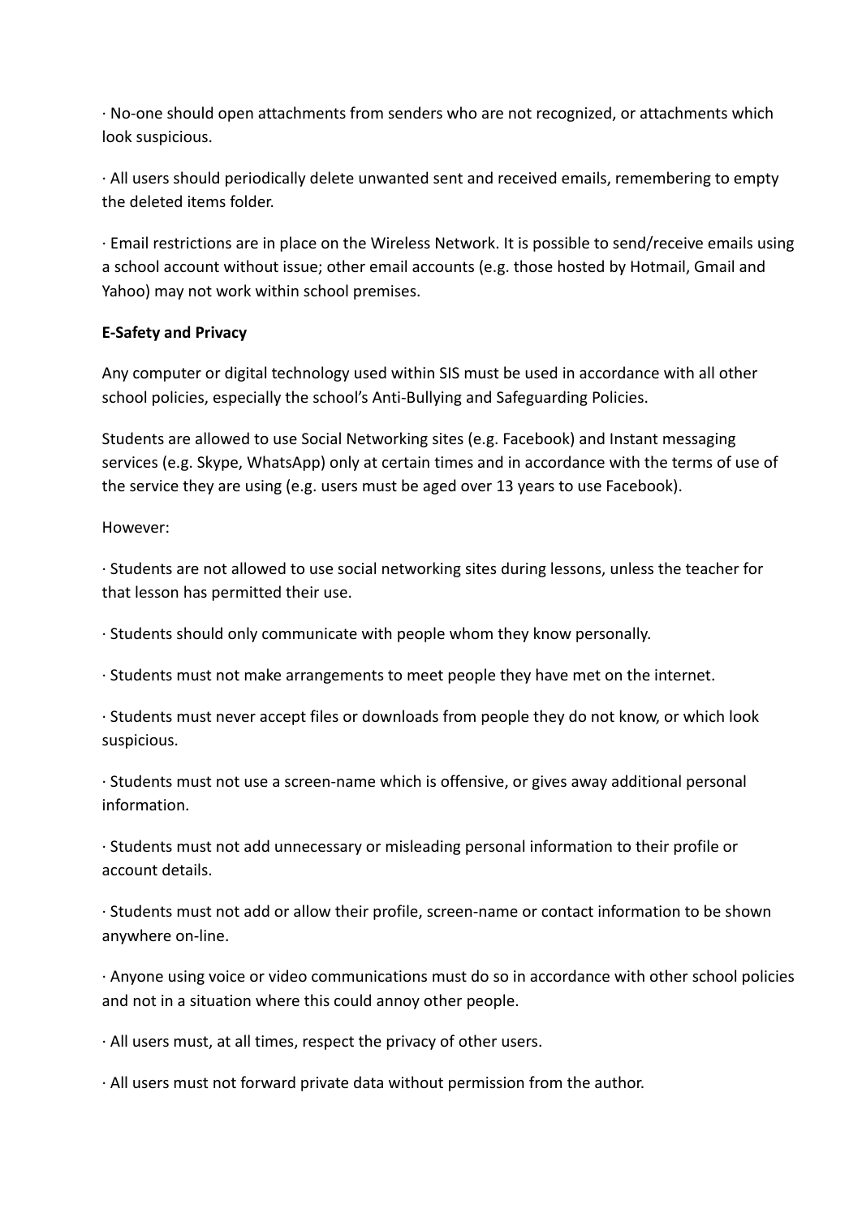· No-one should open attachments from senders who are not recognized, or attachments which look suspicious.

· All users should periodically delete unwanted sent and received emails, remembering to empty the deleted items folder.

· Email restrictions are in place on the Wireless Network. It is possible to send/receive emails using a school account without issue; other email accounts (e.g. those hosted by Hotmail, Gmail and Yahoo) may not work within school premises.

**E-Safety and Privacy**

Any computer or digital technology used within SIS must be used in accordance with all other school policies, especially the school's Anti-Bullying and Safeguarding Policies.

Students are allowed to use Social Networking sites (e.g. Facebook) and Instant messaging services (e.g. Skype, WhatsApp) only at certain times and in accordance with the terms of use of the service they are using (e.g. users must be aged over 13 years to use Facebook).

However:

· Students are not allowed to use social networking sites during lessons, unless the teacher for that lesson has permitted their use.

· Students should only communicate with people whom they know personally.

· Students must not make arrangements to meet people they have met on the internet.

· Students must never accept files or downloads from people they do not know, or which look suspicious.

· Students must not use a screen-name which is offensive, or gives away additional personal information.

· Students must not add unnecessary or misleading personal information to their profile or account details.

· Students must not add or allow their profile, screen-name or contact information to be shown anywhere on-line.

· Anyone using voice or video communications must do so in accordance with other school policies and not in a situation where this could annoy other people.

· All users must, at all times, respect the privacy of other users.

· All users must not forward private data without permission from the author.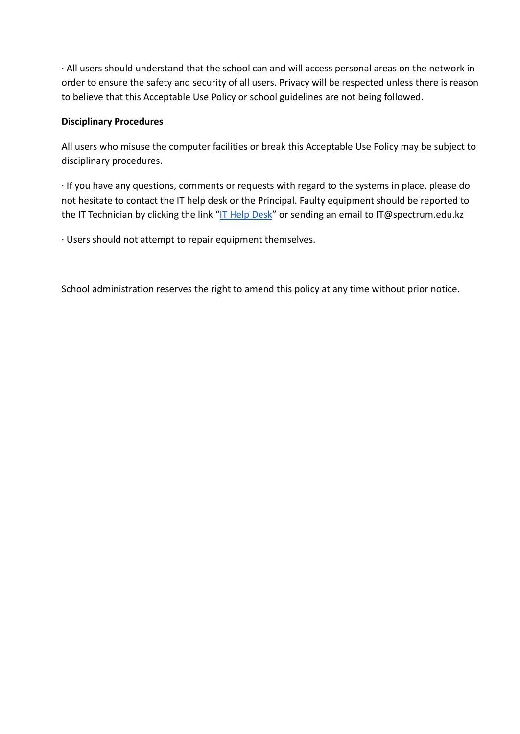· All users should understand that the school can and will access personal areas on the network in order to ensure the safety and security of all users. Privacy will be respected unless there is reason to believe that this Acceptable Use Policy or school guidelines are not being followed.

**Disciplinary Procedures**

All users who misuse the computer facilities or break this Acceptable Use Policy may be subject to disciplinary procedures.

· If you have any questions, comments or requests with regard to the systems in place, please do not hesitate to contact the IT help desk or the Principal. Faulty equipment should be reported to the IT Technician by clicking the link "IT Help Desk" or sending an email to IT@spectrum.edu.kz

· Users should not attempt to repair equipment themselves.

School administration reserves the right to amend this policy at any time without prior notice.